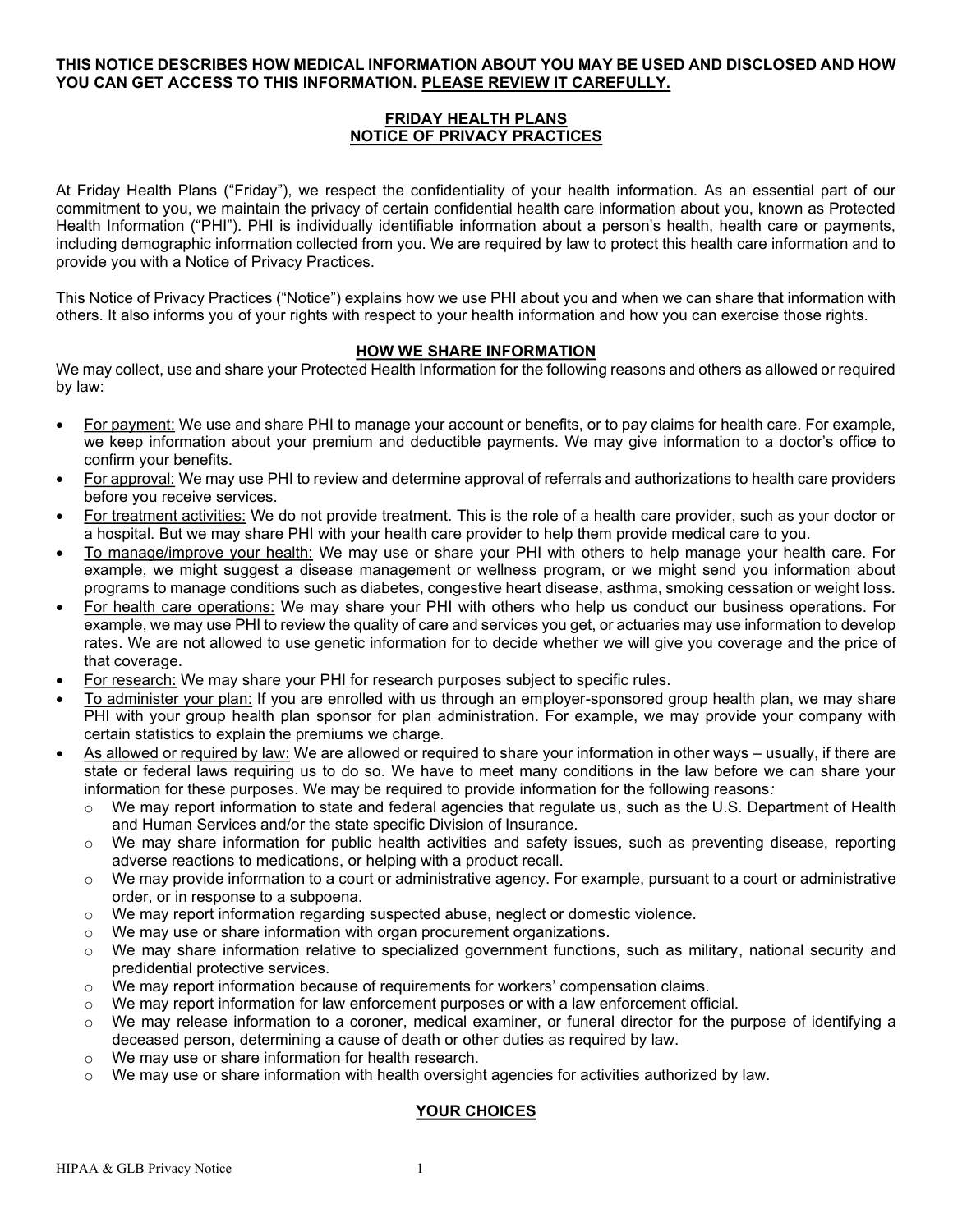**THIS NOTICE DESCRIBES HOW MEDICAL INFORMATION ABOUT YOU MAY BE USED AND DISCLOSED AND HOW YOU CAN GET ACCESS TO THIS INFORMATION. PLEASE REVIEW IT CAREFULLY.**

# FRIDAY HEALTH PLANS NOTICE OF PRIVACY PRACTICES

At Friday Health Plans ("Friday"), we respect the confidentiality of your health information. As an essential part of our commitment to you, we maintain the privacy of certain confidential health care information about you, known as Protected Health Information ("PHI"). PHI is individually identifiable information about a person's health, health care or payments, including demographic information collected from you. We are required by law to protect this health care information and to provide you with a Notice of Privacy Practices.

This Notice of Privacy Practices ("Notice") explains how we use PHI about you and when we can share that information with others. It also informs you of your rights with respect to your health information and how you can exercise those rights.

## HOW WE SHARE INFORMATION

We may collect, use and share your Protected Health Information for the following reasons and others as allowed or required by law:

- For payment: We use and share PHI to manage your account or benefits, or to pay claims for health care. For example, we keep information about your premium and deductible payments. We may give information to a doctor's office to confirm your benefits.
- For approval: We may use PHI to review and determine approval of referrals and authorizations to health care providers before you receive services.
- For treatment activities: We do not provide treatment. This is the role of a health care provider, such as your doctor or a hospital. But we may share PHI with your health care provider to help them provide medical care to you.
- To manage/improve your health: We may use or share your PHI with others to help manage your health care. For example, we might suggest a disease management or wellness program, or we might send you information about programs to manage conditions such as diabetes, congestive heart disease, asthma, smoking cessation or weight loss.
- For health care operations: We may share your PHI with others who help us conduct our business operations. For example, we may use PHI to review the quality of care and services you get, or actuaries may use information to develop rates. We are not allowed to use genetic information for to decide whether we will give you coverage and the price of that coverage.
- For research: We may share your PHI for research purposes subject to specific rules.
- To administer your plan: If you are enrolled with us through an employer-sponsored group health plan, we may share PHI with your group health plan sponsor for plan administration. For example, we may provide your company with certain statistics to explain the premiums we charge.
- As allowed or required by law: We are allowed or required to share your information in other ways – usually, if there are state or federal laws requiring us to do so. We have to meet many conditions in the law before we can share your information for these purposes. We may be required to provide information for the following reasons*:*
  - We may report information to state and federal agencies that regulate us, such as the U.S. Department of Health and Human Services and/or the state specific Division of Insurance.
  - We may share information for public health activities and safety issues, such as preventing disease, reporting adverse reactions to medications, or helping with a product recall.
  - We may provide information to a court or administrative agency. For example, pursuant to a court or administrative order, or in response to a subpoena.
  - We may report information regarding suspected abuse, neglect or domestic violence.
  - We may use or share information with organ procurement organizations.
  - We may share information relative to specialized government functions, such as military, national security and predidential protective services.
  - We may report information because of requirements for workers' compensation claims.
  - We may report information for law enforcement purposes or with a law enforcement official.
  - We may release information to a coroner, medical examiner, or funeral director for the purpose of identifying a deceased person, determining a cause of death or other duties as required by law.
  - We may use or share information for health research.
  - We may use or share information with health oversight agencies for activities authorized by law.

## YOUR CHOICES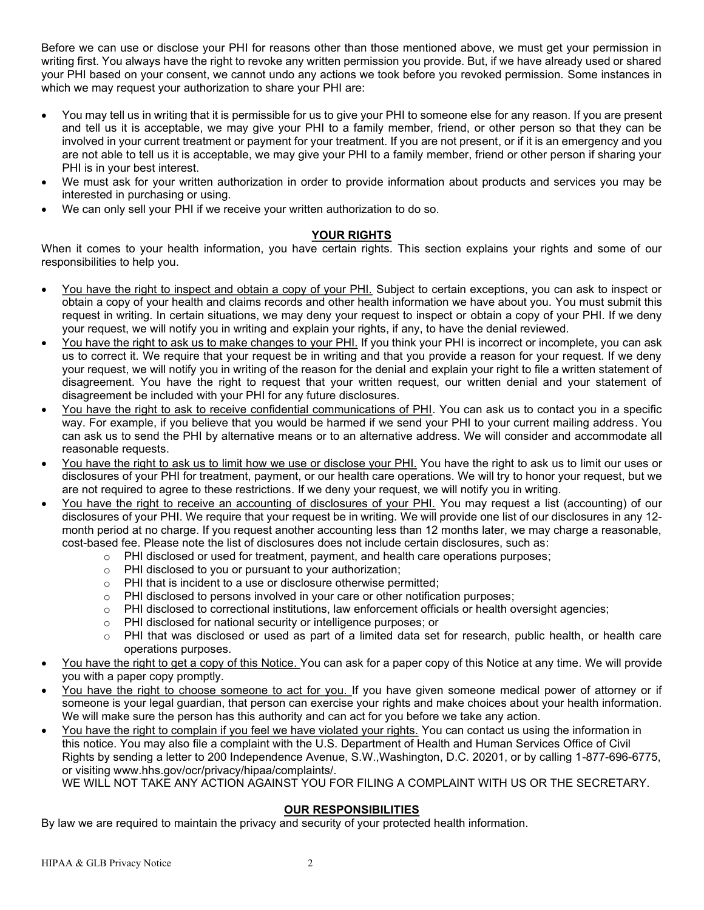Before we can use or disclose your PHI for reasons other than those mentioned above, we must get your permission in writing first. You always have the right to revoke any written permission you provide. But, if we have already used or shared your PHI based on your consent, we cannot undo any actions we took before you revoked permission. Some instances in which we may request your authorization to share your PHI are:

- You may tell us in writing that it is permissible for us to give your PHI to someone else for any reason. If you are present and tell us it is acceptable, we may give your PHI to a family member, friend, or other person so that they can be involved in your current treatment or payment for your treatment. If you are not present, or if it is an emergency and you are not able to tell us it is acceptable, we may give your PHI to a family member, friend or other person if sharing your PHI is in your best interest.
- We must ask for your written authorization in order to provide information about products and services you may be interested in purchasing or using.
- We can only sell your PHI if we receive your written authorization to do so.

## YOUR RIGHTS

When it comes to your health information, you have certain rights. This section explains your rights and some of our responsibilities to help you.

- You have the right to inspect and obtain a copy of your PHI. Subject to certain exceptions, you can ask to inspect or obtain a copy of your health and claims records and other health information we have about you. You must submit this request in writing. In certain situations, we may deny your request to inspect or obtain a copy of your PHI. If we deny your request, we will notify you in writing and explain your rights, if any, to have the denial reviewed.
- You have the right to ask us to make changes to your PHI. If you think your PHI is incorrect or incomplete, you can ask us to correct it. We require that your request be in writing and that you provide a reason for your request. If we deny your request, we will notify you in writing of the reason for the denial and explain your right to file a written statement of disagreement. You have the right to request that your written request, our written denial and your statement of disagreement be included with your PHI for any future disclosures.
- You have the right to ask to receive confidential communications of PHI. You can ask us to contact you in a specific way. For example, if you believe that you would be harmed if we send your PHI to your current mailing address. You can ask us to send the PHI by alternative means or to an alternative address. We will consider and accommodate all reasonable requests.
- You have the right to ask us to limit how we use or disclose your PHI. You have the right to ask us to limit our uses or disclosures of your PHI for treatment, payment, or our health care operations. We will try to honor your request, but we are not required to agree to these restrictions. If we deny your request, we will notify you in writing.
- You have the right to receive an accounting of disclosures of your PHI. You may request a list (accounting) of our disclosures of your PHI. We require that your request be in writing. We will provide one list of our disclosures in any 12-month period at no charge. If you request another accounting less than 12 months later, we may charge a reasonable, cost-based fee. Please note the list of disclosures does not include certain disclosures, such as:
  - PHI disclosed or used for treatment, payment, and health care operations purposes;
  - PHI disclosed to you or pursuant to your authorization;
  - PHI that is incident to a use or disclosure otherwise permitted;
  - PHI disclosed to persons involved in your care or other notification purposes;
  - PHI disclosed to correctional institutions, law enforcement officials or health oversight agencies;
  - PHI disclosed for national security or intelligence purposes; or
  - PHI that was disclosed or used as part of a limited data set for research, public health, or health care operations purposes.
- You have the right to get a copy of this Notice. You can ask for a paper copy of this Notice at any time. We will provide you with a paper copy promptly.
- You have the right to choose someone to act for you. If you have given someone medical power of attorney or if someone is your legal guardian, that person can exercise your rights and make choices about your health information. We will make sure the person has this authority and can act for you before we take any action.
- You have the right to complain if you feel we have violated your rights. You can contact us using the information in this notice. You may also file a complaint with the U.S. Department of Health and Human Services Office of Civil Rights by sending a letter to 200 Independence Avenue, S.W.,Washington, D.C. 20201, or by calling 1-877-696-6775, or visiting www.hhs.gov/ocr/privacy/hipaa/complaints/.
  WE WILL NOT TAKE ANY ACTION AGAINST YOU FOR FILING A COMPLAINT WITH US OR THE SECRETARY.

## OUR RESPONSIBILITIES

By law we are required to maintain the privacy and security of your protected health information.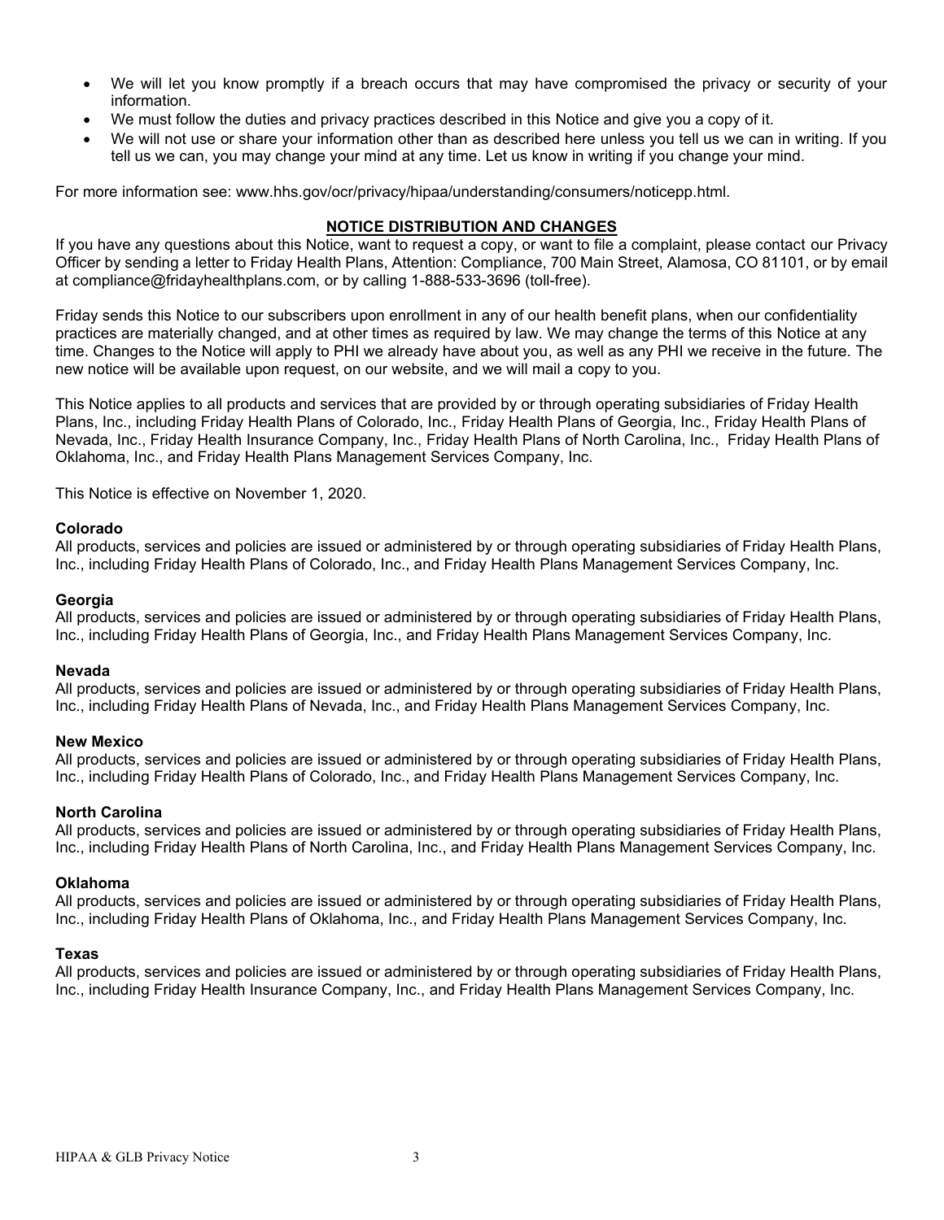- We will let you know promptly if a breach occurs that may have compromised the privacy or security of your information.
- We must follow the duties and privacy practices described in this Notice and give you a copy of it.
- We will not use or share your information other than as described here unless you tell us we can in writing. If you tell us we can, you may change your mind at any time. Let us know in writing if you change your mind.

For more information see: www.hhs.gov/ocr/privacy/hipaa/understanding/consumers/noticepp.html.

## NOTICE DISTRIBUTION AND CHANGES

If you have any questions about this Notice, want to request a copy, or want to file a complaint, please contact our Privacy Officer by sending a letter to Friday Health Plans, Attention: Compliance, 700 Main Street, Alamosa, CO 81101, or by email at compliance@fridayhealthplans.com, or by calling 1-888-533-3696 (toll-free).

Friday sends this Notice to our subscribers upon enrollment in any of our health benefit plans, when our confidentiality practices are materially changed, and at other times as required by law. We may change the terms of this Notice at any time. Changes to the Notice will apply to PHI we already have about you, as well as any PHI we receive in the future. The new notice will be available upon request, on our website, and we will mail a copy to you.

This Notice applies to all products and services that are provided by or through operating subsidiaries of Friday Health Plans, Inc., including Friday Health Plans of Colorado, Inc., Friday Health Plans of Georgia, Inc., Friday Health Plans of Nevada, Inc., Friday Health Insurance Company, Inc., Friday Health Plans of North Carolina, Inc., Friday Health Plans of Oklahoma, Inc., and Friday Health Plans Management Services Company, Inc.

This Notice is effective on November 1, 2020.

**Colorado**
All products, services and policies are issued or administered by or through operating subsidiaries of Friday Health Plans, Inc., including Friday Health Plans of Colorado, Inc., and Friday Health Plans Management Services Company, Inc.

**Georgia**
All products, services and policies are issued or administered by or through operating subsidiaries of Friday Health Plans, Inc., including Friday Health Plans of Georgia, Inc., and Friday Health Plans Management Services Company, Inc.

**Nevada**
All products, services and policies are issued or administered by or through operating subsidiaries of Friday Health Plans, Inc., including Friday Health Plans of Nevada, Inc., and Friday Health Plans Management Services Company, Inc.

**New Mexico**
All products, services and policies are issued or administered by or through operating subsidiaries of Friday Health Plans, Inc., including Friday Health Plans of Colorado, Inc., and Friday Health Plans Management Services Company, Inc.

**North Carolina**
All products, services and policies are issued or administered by or through operating subsidiaries of Friday Health Plans, Inc., including Friday Health Plans of North Carolina, Inc., and Friday Health Plans Management Services Company, Inc.

**Oklahoma**
All products, services and policies are issued or administered by or through operating subsidiaries of Friday Health Plans, Inc., including Friday Health Plans of Oklahoma, Inc., and Friday Health Plans Management Services Company, Inc.

**Texas**
All products, services and policies are issued or administered by or through operating subsidiaries of Friday Health Plans, Inc., including Friday Health Insurance Company, Inc., and Friday Health Plans Management Services Company, Inc.